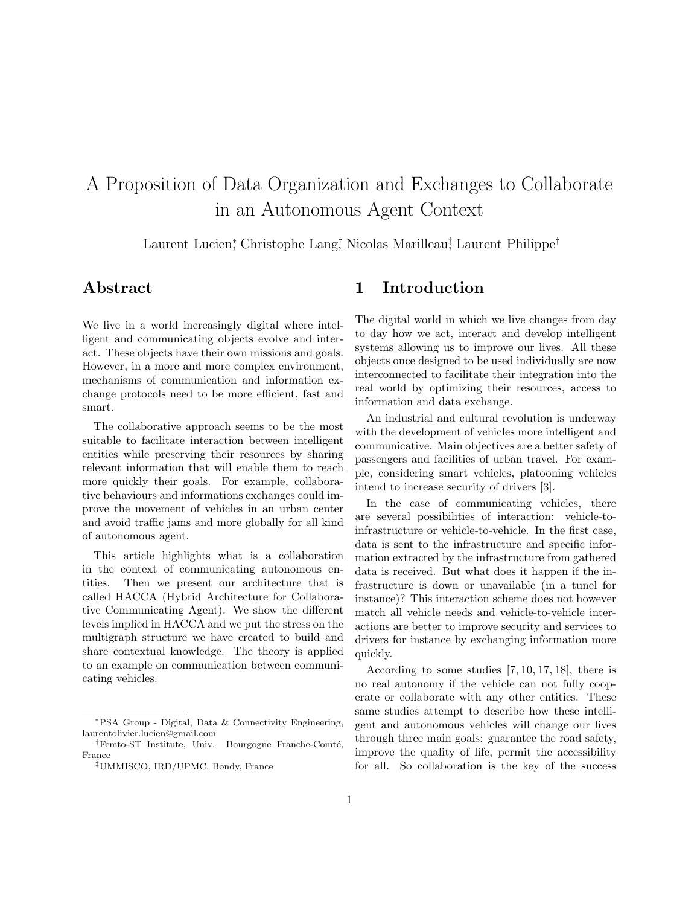# A Proposition of Data Organization and Exchanges to Collaborate in an Autonomous Agent Context

Laurent Lucien[*], Christophe Lang[†], Nicolas Marilleau[‡], Laurent Philippe[†]

## Abstract

We live in a world increasingly digital where intelligent and communicating objects evolve and interact. These objects have their own missions and goals. However, in a more and more complex environment, mechanisms of communication and information exchange protocols need to be more efficient, fast and smart.

The collaborative approach seems to be the most suitable to facilitate interaction between intelligent entities while preserving their resources by sharing relevant information that will enable them to reach more quickly their goals. For example, collaborative behaviours and informations exchanges could improve the movement of vehicles in an urban center and avoid traffic jams and more globally for all kind of autonomous agent.

This article highlights what is a collaboration in the context of communicating autonomous entities. Then we present our architecture that is called HACCA (Hybrid Architecture for Collaborative Communicating Agent). We show the different levels implied in HACCA and we put the stress on the multigraph structure we have created to build and share contextual knowledge. The theory is applied to an example on communication between communicating vehicles.

[*]PSA Group - Digital, Data & Connectivity Engineering, laurentolivier.lucien@gmail.com

[†]Femto-ST Institute, Univ. Bourgogne Franche-Comté, France

[‡]UMMISCO, IRD/UPMC, Bondy, France

## 1 Introduction

The digital world in which we live changes from day to day how we act, interact and develop intelligent systems allowing us to improve our lives. All these objects once designed to be used individually are now interconnected to facilitate their integration into the real world by optimizing their resources, access to information and data exchange.

An industrial and cultural revolution is underway with the development of vehicles more intelligent and communicative. Main objectives are a better safety of passengers and facilities of urban travel. For example, considering smart vehicles, platooning vehicles intend to increase security of drivers [3].

In the case of communicating vehicles, there are several possibilities of interaction: vehicle-to-infrastructure or vehicle-to-vehicle. In the first case, data is sent to the infrastructure and specific information extracted by the infrastructure from gathered data is received. But what does it happen if the infrastructure is down or unavailable (in a tunel for instance)? This interaction scheme does not however match all vehicle needs and vehicle-to-vehicle interactions are better to improve security and services to drivers for instance by exchanging information more quickly.

According to some studies [7, 10, 17, 18], there is no real autonomy if the vehicle can not fully cooperate or collaborate with any other entities. These same studies attempt to describe how these intelligent and autonomous vehicles will change our lives through three main goals: guarantee the road safety, improve the quality of life, permit the accessibility for all. So collaboration is the key of the success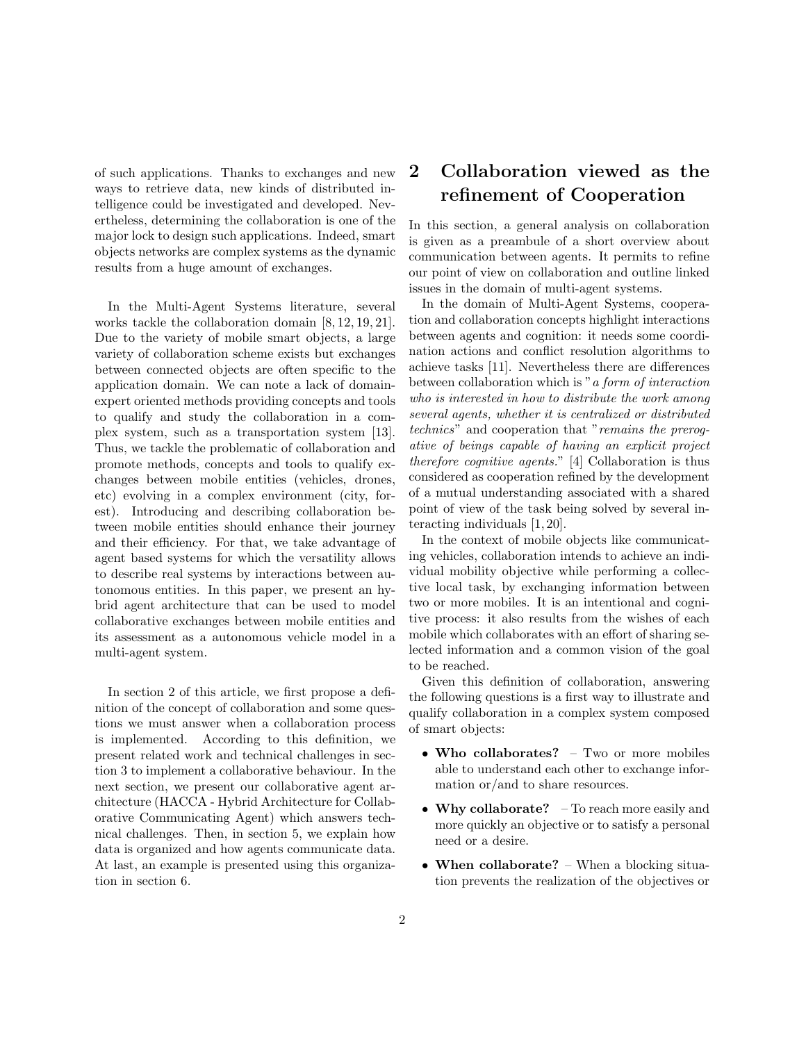of such applications. Thanks to exchanges and new ways to retrieve data, new kinds of distributed intelligence could be investigated and developed. Nevertheless, determining the collaboration is one of the major lock to design such applications. Indeed, smart objects networks are complex systems as the dynamic results from a huge amount of exchanges.

In the Multi-Agent Systems literature, several works tackle the collaboration domain [8, 12, 19, 21]. Due to the variety of mobile smart objects, a large variety of collaboration scheme exists but exchanges between connected objects are often specific to the application domain. We can note a lack of domain-expert oriented methods providing concepts and tools to qualify and study the collaboration in a complex system, such as a transportation system [13]. Thus, we tackle the problematic of collaboration and promote methods, concepts and tools to qualify exchanges between mobile entities (vehicles, drones, etc) evolving in a complex environment (city, forest). Introducing and describing collaboration between mobile entities should enhance their journey and their efficiency. For that, we take advantage of agent based systems for which the versatility allows to describe real systems by interactions between autonomous entities. In this paper, we present an hybrid agent architecture that can be used to model collaborative exchanges between mobile entities and its assessment as a autonomous vehicle model in a multi-agent system.

In section 2 of this article, we first propose a definition of the concept of collaboration and some questions we must answer when a collaboration process is implemented. According to this definition, we present related work and technical challenges in section 3 to implement a collaborative behaviour. In the next section, we present our collaborative agent architecture (HACCA - Hybrid Architecture for Collaborative Communicating Agent) which answers technical challenges. Then, in section 5, we explain how data is organized and how agents communicate data. At last, an example is presented using this organization in section 6.

# 2 Collaboration viewed as the refinement of Cooperation

In this section, a general analysis on collaboration is given as a preambule of a short overview about communication between agents. It permits to refine our point of view on collaboration and outline linked issues in the domain of multi-agent systems.

In the domain of Multi-Agent Systems, cooperation and collaboration concepts highlight interactions between agents and cognition: it needs some coordination actions and conflict resolution algorithms to achieve tasks [11]. Nevertheless there are differences between collaboration which is "*a form of interaction who is interested in how to distribute the work among several agents, whether it is centralized or distributed technics*" and cooperation that "*remains the prerogative of beings capable of having an explicit project therefore cognitive agents.*" [4] Collaboration is thus considered as cooperation refined by the development of a mutual understanding associated with a shared point of view of the task being solved by several interacting individuals [1, 20].

In the context of mobile objects like communicating vehicles, collaboration intends to achieve an individual mobility objective while performing a collective local task, by exchanging information between two or more mobiles. It is an intentional and cognitive process: it also results from the wishes of each mobile which collaborates with an effort of sharing selected information and a common vision of the goal to be reached.

Given this definition of collaboration, answering the following questions is a first way to illustrate and qualify collaboration in a complex system composed of smart objects:

- **Who collaborates?** – Two or more mobiles able to understand each other to exchange information or/and to share resources.
- **Why collaborate?** – To reach more easily and more quickly an objective or to satisfy a personal need or a desire.
- **When collaborate?** – When a blocking situation prevents the realization of the objectives or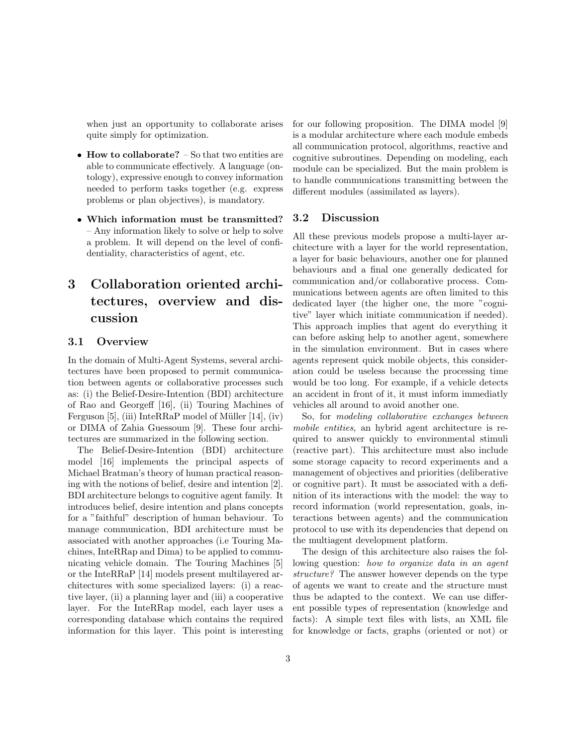when just an opportunity to collaborate arises quite simply for optimization.

- **How to collaborate?** – So that two entities are able to communicate effectively. A language (ontology), expressive enough to convey information needed to perform tasks together (e.g. express problems or plan objectives), is mandatory.
- **Which information must be transmitted?** – Any information likely to solve or help to solve a problem. It will depend on the level of confidentiality, characteristics of agent, etc.

# 3 Collaboration oriented architectures, overview and discussion

## 3.1 Overview

In the domain of Multi-Agent Systems, several architectures have been proposed to permit communication between agents or collaborative processes such as: (i) the Belief-Desire-Intention (BDI) architecture of Rao and Georgeff [16], (ii) Touring Machines of Ferguson [5], (iii) InteRRaP model of Müller [14], (iv) or DIMA of Zahia Guessoum [9]. These four architectures are summarized in the following section.

The Belief-Desire-Intention (BDI) architecture model [16] implements the principal aspects of Michael Bratman's theory of human practical reasoning with the notions of belief, desire and intention [2]. BDI architecture belongs to cognitive agent family. It introduces belief, desire intention and plans concepts for a "faithful" description of human behaviour. To manage communication, BDI architecture must be associated with another approaches (i.e Touring Machines, InteRRap and Dima) to be applied to communicating vehicle domain. The Touring Machines [5] or the InteRRaP [14] models present multilayered architectures with some specialized layers: (i) a reactive layer, (ii) a planning layer and (iii) a cooperative layer. For the InteRRap model, each layer uses a corresponding database which contains the required information for this layer. This point is interesting for our following proposition. The DIMA model [9] is a modular architecture where each module embeds all communication protocol, algorithms, reactive and cognitive subroutines. Depending on modeling, each module can be specialized. But the main problem is to handle communications transmitting between the different modules (assimilated as layers).

## 3.2 Discussion

All these previous models propose a multi-layer architecture with a layer for the world representation, a layer for basic behaviours, another one for planned behaviours and a final one generally dedicated for communication and/or collaborative process. Communications between agents are often limited to this dedicated layer (the higher one, the more "cognitive" layer which initiate communication if needed). This approach implies that agent do everything it can before asking help to another agent, somewhere in the simulation environment. But in cases where agents represent quick mobile objects, this consideration could be useless because the processing time would be too long. For example, if a vehicle detects an accident in front of it, it must inform immediatly vehicles all around to avoid another one.

So, for *modeling collaborative exchanges between mobile entities*, an hybrid agent architecture is required to answer quickly to environmental stimuli (reactive part). This architecture must also include some storage capacity to record experiments and a management of objectives and priorities (deliberative or cognitive part). It must be associated with a definition of its interactions with the model: the way to record information (world representation, goals, interactions between agents) and the communication protocol to use with its dependencies that depend on the multiagent development platform.

The design of this architecture also raises the following question: *how to organize data in an agent structure?* The answer however depends on the type of agents we want to create and the structure must thus be adapted to the context. We can use different possible types of representation (knowledge and facts): A simple text files with lists, an XML file for knowledge or facts, graphs (oriented or not) or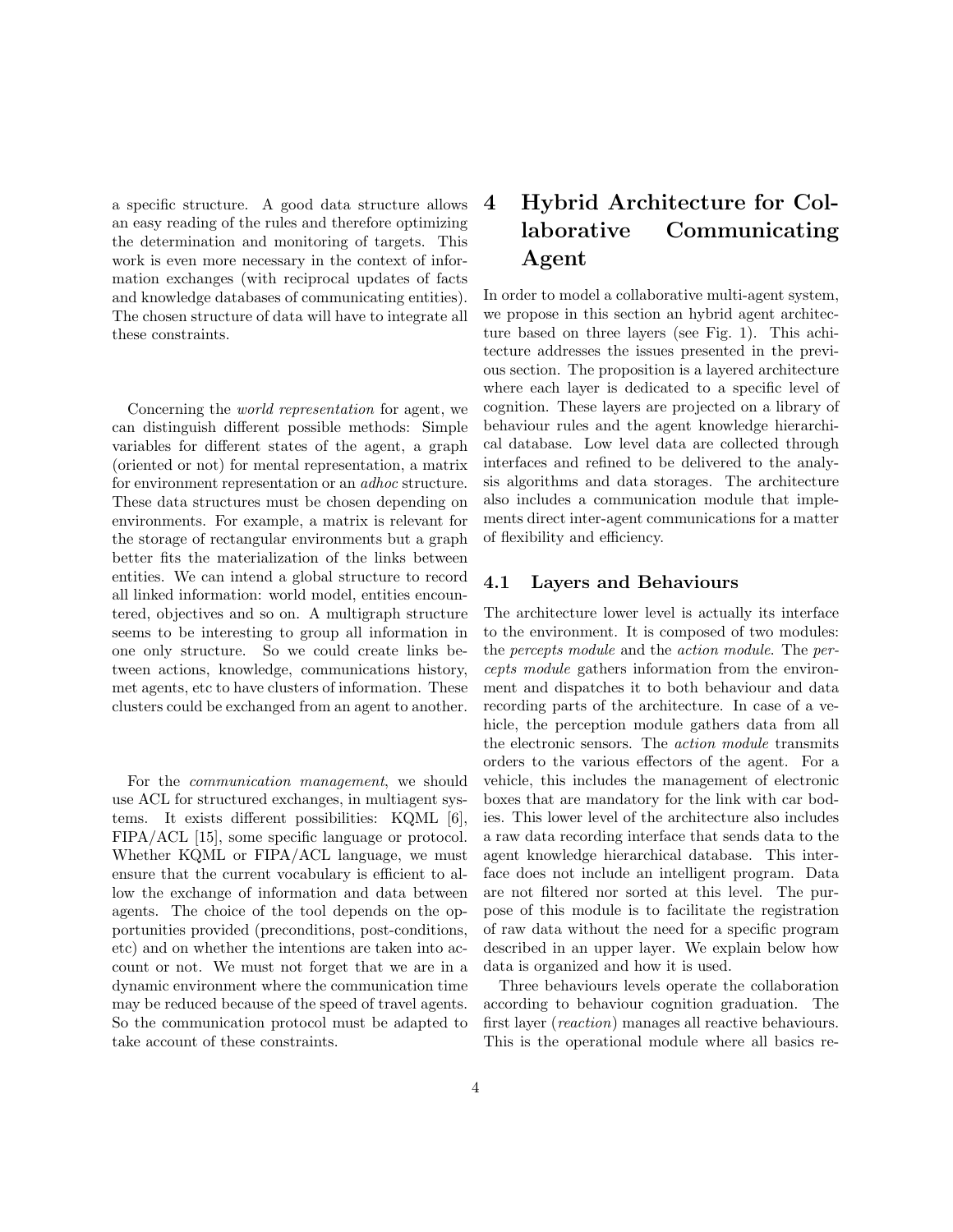a specific structure. A good data structure allows an easy reading of the rules and therefore optimizing the determination and monitoring of targets. This work is even more necessary in the context of information exchanges (with reciprocal updates of facts and knowledge databases of communicating entities). The chosen structure of data will have to integrate all these constraints.

Concerning the *world representation* for agent, we can distinguish different possible methods: Simple variables for different states of the agent, a graph (oriented or not) for mental representation, a matrix for environment representation or an *adhoc* structure. These data structures must be chosen depending on environments. For example, a matrix is relevant for the storage of rectangular environments but a graph better fits the materialization of the links between entities. We can intend a global structure to record all linked information: world model, entities encountered, objectives and so on. A multigraph structure seems to be interesting to group all information in one only structure. So we could create links between actions, knowledge, communications history, met agents, etc to have clusters of information. These clusters could be exchanged from an agent to another.

For the *communication management*, we should use ACL for structured exchanges, in multiagent systems. It exists different possibilities: KQML [6], FIPA/ACL [15], some specific language or protocol. Whether KQML or FIPA/ACL language, we must ensure that the current vocabulary is efficient to allow the exchange of information and data between agents. The choice of the tool depends on the opportunities provided (preconditions, post-conditions, etc) and on whether the intentions are taken into account or not. We must not forget that we are in a dynamic environment where the communication time may be reduced because of the speed of travel agents. So the communication protocol must be adapted to take account of these constraints.

# 4 Hybrid Architecture for Collaborative Communicating Agent

In order to model a collaborative multi-agent system, we propose in this section an hybrid agent architecture based on three layers (see Fig. 1). This achitecture addresses the issues presented in the previous section. The proposition is a layered architecture where each layer is dedicated to a specific level of cognition. These layers are projected on a library of behaviour rules and the agent knowledge hierarchical database. Low level data are collected through interfaces and refined to be delivered to the analysis algorithms and data storages. The architecture also includes a communication module that implements direct inter-agent communications for a matter of flexibility and efficiency.

## 4.1 Layers and Behaviours

The architecture lower level is actually its interface to the environment. It is composed of two modules: the *percepts module* and the *action module*. The *percepts module* gathers information from the environment and dispatches it to both behaviour and data recording parts of the architecture. In case of a vehicle, the perception module gathers data from all the electronic sensors. The *action module* transmits orders to the various effectors of the agent. For a vehicle, this includes the management of electronic boxes that are mandatory for the link with car bodies. This lower level of the architecture also includes a raw data recording interface that sends data to the agent knowledge hierarchical database. This interface does not include an intelligent program. Data are not filtered nor sorted at this level. The purpose of this module is to facilitate the registration of raw data without the need for a specific program described in an upper layer. We explain below how data is organized and how it is used.

Three behaviours levels operate the collaboration according to behaviour cognition graduation. The first layer (*reaction*) manages all reactive behaviours. This is the operational module where all basics re-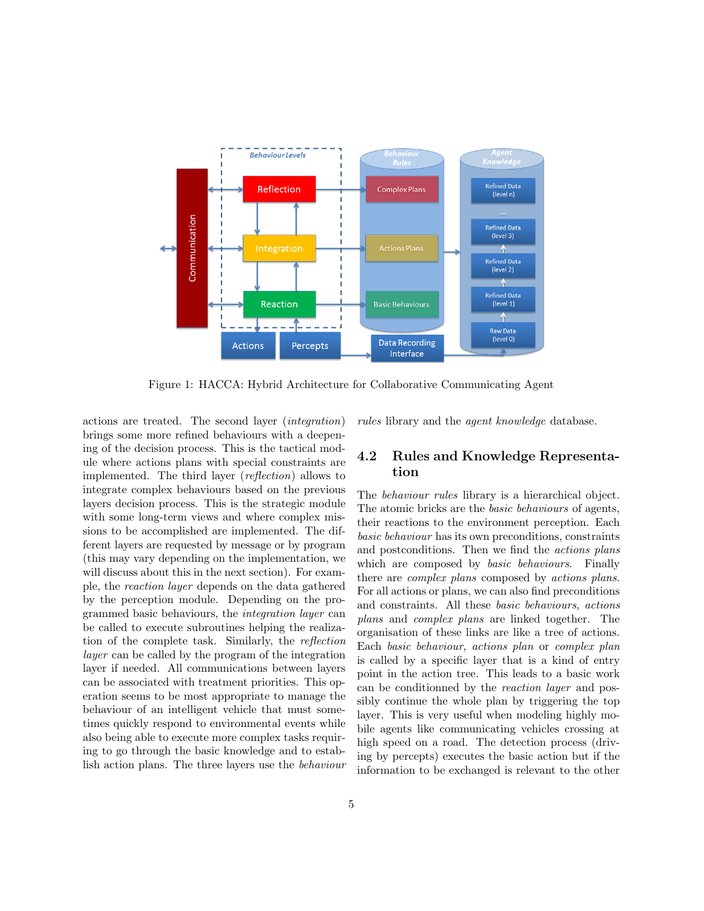Behaviour Levels

Communication

Reflection

Integration

Reaction

Actions

Percepts

Behaviour Rules

Complex Plans

Actions Plans

Basic Behaviours

Data Recording Interface

Agent Knowledge

Refined Data (level n)

...

Refined Data (level 3)

Refined Data (level 2)

Refined Data (level 1)

Raw Data (level 0)

Figure 1: HACCA: Hybrid Architecture for Collaborative Communicating Agent

actions are treated. The second layer (*integration*) brings some more refined behaviours with a deepening of the decision process. This is the tactical module where actions plans with special constraints are implemented. The third layer (*reflection*) allows to integrate complex behaviours based on the previous layers decision process. This is the strategic module with some long-term views and where complex missions to be accomplished are implemented. The different layers are requested by message or by program (this may vary depending on the implementation, we will discuss about this in the next section). For example, the *reaction layer* depends on the data gathered by the perception module. Depending on the programmed basic behaviours, the *integration layer* can be called to execute subroutines helping the realization of the complete task. Similarly, the *reflection layer* can be called by the program of the integration layer if needed. All communications between layers can be associated with treatment priorities. This operation seems to be most appropriate to manage the behaviour of an intelligent vehicle that must sometimes quickly respond to environmental events while also being able to execute more complex tasks requiring to go through the basic knowledge and to establish action plans. The three layers use the *behaviour rules* library and the *agent knowledge* database.

## 4.2 Rules and Knowledge Representation

The *behaviour rules* library is a hierarchical object. The atomic bricks are the *basic behaviours* of agents, their reactions to the environment perception. Each *basic behaviour* has its own preconditions, constraints and postconditions. Then we find the *actions plans* which are composed by *basic behaviours*. Finally there are *complex plans* composed by *actions plans*. For all actions or plans, we can also find preconditions and constraints. All these *basic behaviours*, *actions plans* and *complex plans* are linked together. The organisation of these links are like a tree of actions. Each *basic behaviour*, *actions plan* or *complex plan* is called by a specific layer that is a kind of entry point in the action tree. This leads to a basic work can be conditionned by the *reaction layer* and possibly continue the whole plan by triggering the top layer. This is very useful when modeling highly mobile agents like communicating vehicles crossing at high speed on a road. The detection process (driving by percepts) executes the basic action but if the information to be exchanged is relevant to the other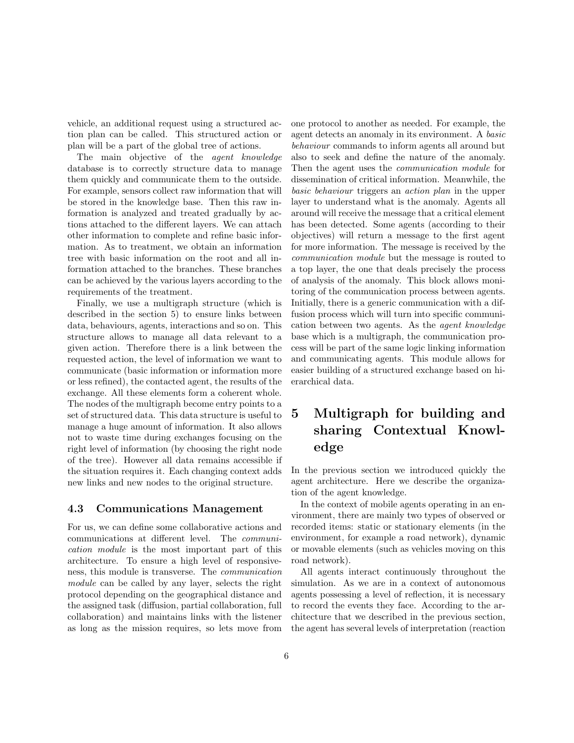vehicle, an additional request using a structured action plan can be called. This structured action or plan will be a part of the global tree of actions.

The main objective of the *agent knowledge* database is to correctly structure data to manage them quickly and communicate them to the outside. For example, sensors collect raw information that will be stored in the knowledge base. Then this raw information is analyzed and treated gradually by actions attached to the different layers. We can attach other information to complete and refine basic information. As to treatment, we obtain an information tree with basic information on the root and all information attached to the branches. These branches can be achieved by the various layers according to the requirements of the treatment.

Finally, we use a multigraph structure (which is described in the section 5) to ensure links between data, behaviours, agents, interactions and so on. This structure allows to manage all data relevant to a given action. Therefore there is a link between the requested action, the level of information we want to communicate (basic information or information more or less refined), the contacted agent, the results of the exchange. All these elements form a coherent whole. The nodes of the multigraph become entry points to a set of structured data. This data structure is useful to manage a huge amount of information. It also allows not to waste time during exchanges focusing on the right level of information (by choosing the right node of the tree). However all data remains accessible if the situation requires it. Each changing context adds new links and new nodes to the original structure.

### 4.3 Communications Management

For us, we can define some collaborative actions and communications at different level. The *communication module* is the most important part of this architecture. To ensure a high level of responsiveness, this module is transverse. The *communication module* can be called by any layer, selects the right protocol depending on the geographical distance and the assigned task (diffusion, partial collaboration, full collaboration) and maintains links with the listener as long as the mission requires, so lets move from one protocol to another as needed. For example, the agent detects an anomaly in its environment. A *basic behaviour* commands to inform agents all around but also to seek and define the nature of the anomaly. Then the agent uses the *communication module* for dissemination of critical information. Meanwhile, the *basic behaviour* triggers an *action plan* in the upper layer to understand what is the anomaly. Agents all around will receive the message that a critical element has been detected. Some agents (according to their objectives) will return a message to the first agent for more information. The message is received by the *communication module* but the message is routed to a top layer, the one that deals precisely the process of analysis of the anomaly. This block allows monitoring of the communication process between agents. Initially, there is a generic communication with a diffusion process which will turn into specific communication between two agents. As the *agent knowledge* base which is a multigraph, the communication process will be part of the same logic linking information and communicating agents. This module allows for easier building of a structured exchange based on hierarchical data.

## 5 Multigraph for building and sharing Contextual Knowledge

In the previous section we introduced quickly the agent architecture. Here we describe the organization of the agent knowledge.

In the context of mobile agents operating in an environment, there are mainly two types of observed or recorded items: static or stationary elements (in the environment, for example a road network), dynamic or movable elements (such as vehicles moving on this road network).

All agents interact continuously throughout the simulation. As we are in a context of autonomous agents possessing a level of reflection, it is necessary to record the events they face. According to the architecture that we described in the previous section, the agent has several levels of interpretation (reaction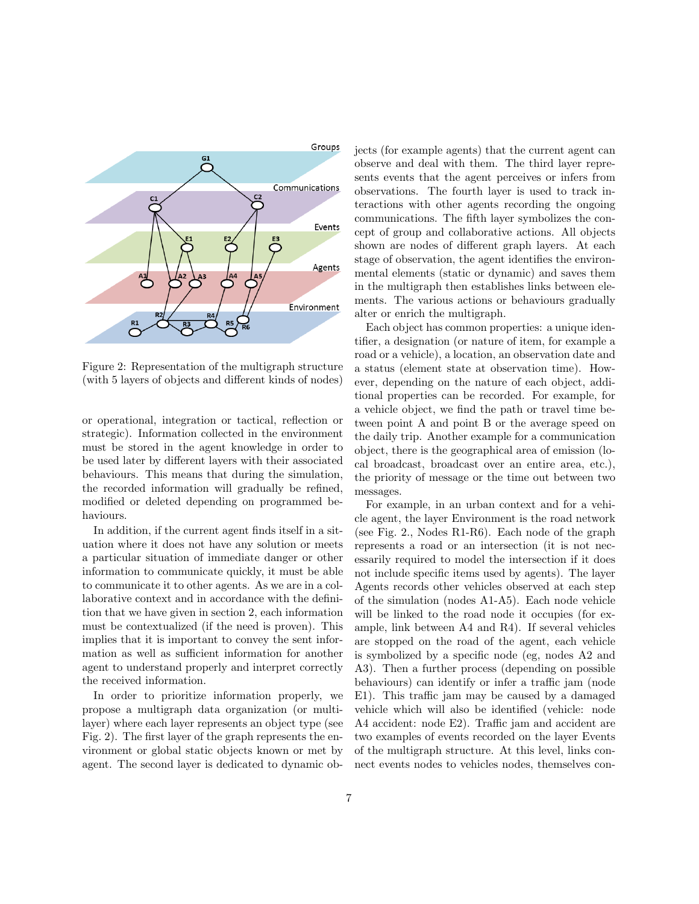Groups

G1

Communications

C1

C2

Events

E1

E2

E3

Agents

A1

A2

A3

A4

A5

Environment

R1

R2

R3

R4

R5

R6

Figure 2: Representation of the multigraph structure (with 5 layers of objects and different kinds of nodes)

or operational, integration or tactical, reflection or strategic). Information collected in the environment must be stored in the agent knowledge in order to be used later by different layers with their associated behaviours. This means that during the simulation, the recorded information will gradually be refined, modified or deleted depending on programmed behaviours.

In addition, if the current agent finds itself in a situation where it does not have any solution or meets a particular situation of immediate danger or other information to communicate quickly, it must be able to communicate it to other agents. As we are in a collaborative context and in accordance with the definition that we have given in section 2, each information must be contextualized (if the need is proven). This implies that it is important to convey the sent information as well as sufficient information for another agent to understand properly and interpret correctly the received information.

In order to prioritize information properly, we propose a multigraph data organization (or multilayer) where each layer represents an object type (see Fig. 2). The first layer of the graph represents the environment or global static objects known or met by agent. The second layer is dedicated to dynamic objects (for example agents) that the current agent can observe and deal with them. The third layer represents events that the agent perceives or infers from observations. The fourth layer is used to track interactions with other agents recording the ongoing communications. The fifth layer symbolizes the concept of group and collaborative actions. All objects shown are nodes of different graph layers. At each stage of observation, the agent identifies the environmental elements (static or dynamic) and saves them in the multigraph then establishes links between elements. The various actions or behaviours gradually alter or enrich the multigraph.

Each object has common properties: a unique identifier, a designation (or nature of item, for example a road or a vehicle), a location, an observation date and a status (element state at observation time). However, depending on the nature of each object, additional properties can be recorded. For example, for a vehicle object, we find the path or travel time between point A and point B or the average speed on the daily trip. Another example for a communication object, there is the geographical area of emission (local broadcast, broadcast over an entire area, etc.), the priority of message or the time out between two messages.

For example, in an urban context and for a vehicle agent, the layer Environment is the road network (see Fig. 2., Nodes R1-R6). Each node of the graph represents a road or an intersection (it is not necessarily required to model the intersection if it does not include specific items used by agents). The layer Agents records other vehicles observed at each step of the simulation (nodes A1-A5). Each node vehicle will be linked to the road node it occupies (for example, link between A4 and R4). If several vehicles are stopped on the road of the agent, each vehicle is symbolized by a specific node (eg, nodes A2 and A3). Then a further process (depending on possible behaviours) can identify or infer a traffic jam (node E1). This traffic jam may be caused by a damaged vehicle which will also be identified (vehicle: node A4 accident: node E2). Traffic jam and accident are two examples of events recorded on the layer Events of the multigraph structure. At this level, links connect events nodes to vehicles nodes, themselves con-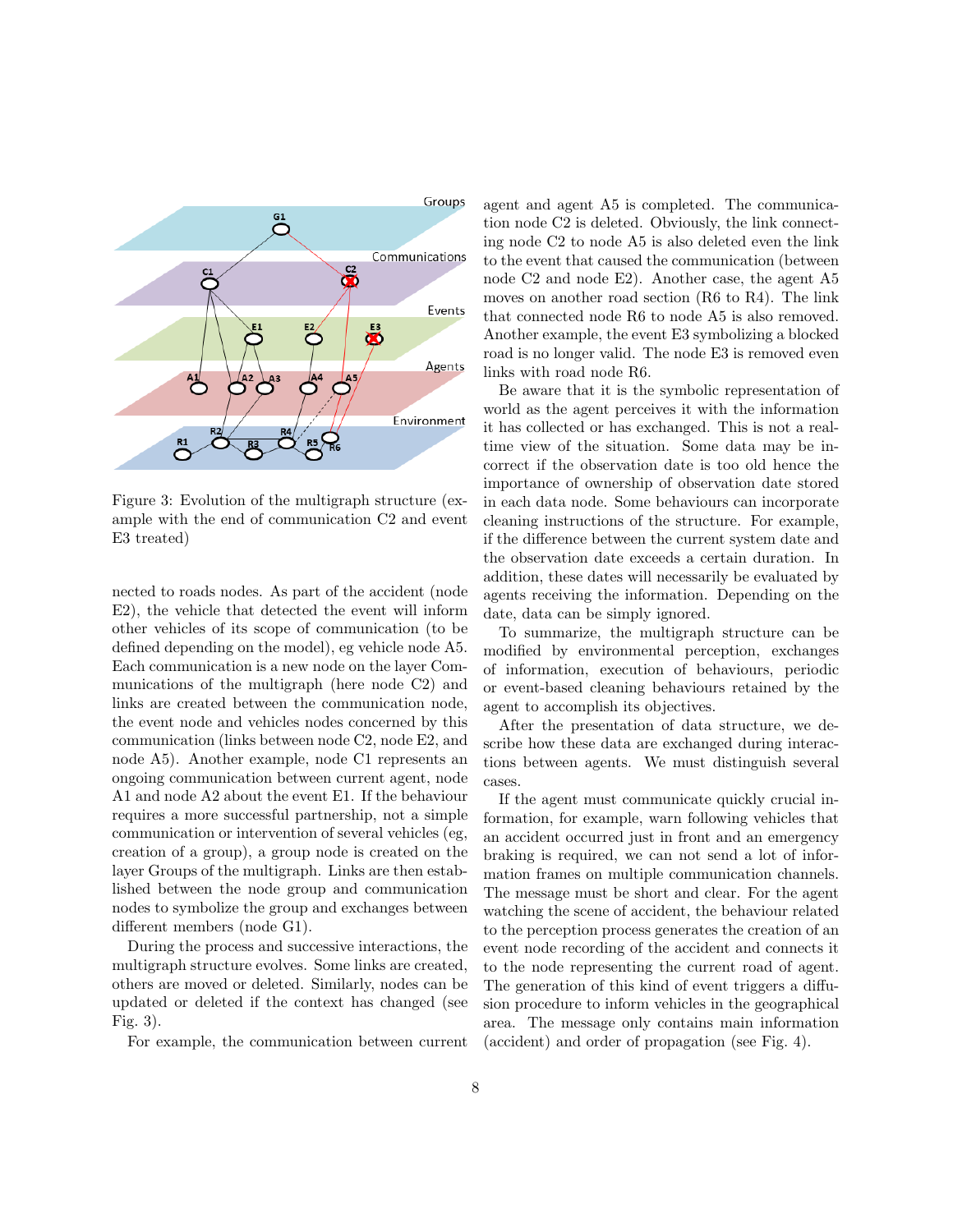Figure 3: Evolution of the multigraph structure (example with the end of communication C2 and event E3 treated)

nected to roads nodes. As part of the accident (node E2), the vehicle that detected the event will inform other vehicles of its scope of communication (to be defined depending on the model), eg vehicle node A5. Each communication is a new node on the layer Communications of the multigraph (here node C2) and links are created between the communication node, the event node and vehicles nodes concerned by this communication (links between node C2, node E2, and node A5). Another example, node C1 represents an ongoing communication between current agent, node A1 and node A2 about the event E1. If the behaviour requires a more successful partnership, not a simple communication or intervention of several vehicles (eg, creation of a group), a group node is created on the layer Groups of the multigraph. Links are then established between the node group and communication nodes to symbolize the group and exchanges between different members (node G1).

During the process and successive interactions, the multigraph structure evolves. Some links are created, others are moved or deleted. Similarly, nodes can be updated or deleted if the context has changed (see Fig. 3).

For example, the communication between current agent and agent A5 is completed. The communication node C2 is deleted. Obviously, the link connecting node C2 to node A5 is also deleted even the link to the event that caused the communication (between node C2 and node E2). Another case, the agent A5 moves on another road section (R6 to R4). The link that connected node R6 to node A5 is also removed. Another example, the event E3 symbolizing a blocked road is no longer valid. The node E3 is removed even links with road node R6.

Be aware that it is the symbolic representation of world as the agent perceives it with the information it has collected or has exchanged. This is not a real-time view of the situation. Some data may be incorrect if the observation date is too old hence the importance of ownership of observation date stored in each data node. Some behaviours can incorporate cleaning instructions of the structure. For example, if the difference between the current system date and the observation date exceeds a certain duration. In addition, these dates will necessarily be evaluated by agents receiving the information. Depending on the date, data can be simply ignored.

To summarize, the multigraph structure can be modified by environmental perception, exchanges of information, execution of behaviours, periodic or event-based cleaning behaviours retained by the agent to accomplish its objectives.

After the presentation of data structure, we describe how these data are exchanged during interactions between agents. We must distinguish several cases.

If the agent must communicate quickly crucial information, for example, warn following vehicles that an accident occurred just in front and an emergency braking is required, we can not send a lot of information frames on multiple communication channels. The message must be short and clear. For the agent watching the scene of accident, the behaviour related to the perception process generates the creation of an event node recording of the accident and connects it to the node representing the current road of agent. The generation of this kind of event triggers a diffusion procedure to inform vehicles in the geographical area. The message only contains main information (accident) and order of propagation (see Fig. 4).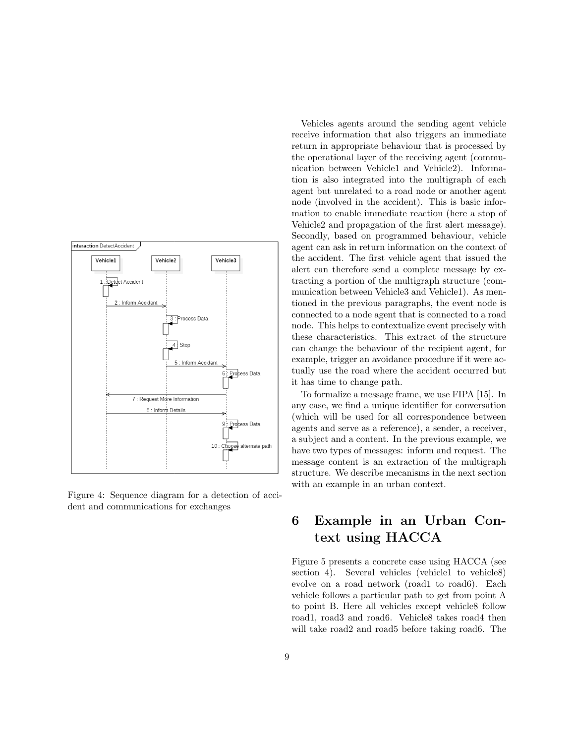Figure 4: Sequence diagram for a detection of accident and communications for exchanges

Vehicles agents around the sending agent vehicle receive information that also triggers an immediate return in appropriate behaviour that is processed by the operational layer of the receiving agent (communication between Vehicle1 and Vehicle2). Information is also integrated into the multigraph of each agent but unrelated to a road node or another agent node (involved in the accident). This is basic information to enable immediate reaction (here a stop of Vehicle2 and propagation of the first alert message). Secondly, based on programmed behaviour, vehicle agent can ask in return information on the context of the accident. The first vehicle agent that issued the alert can therefore send a complete message by extracting a portion of the multigraph structure (communication between Vehicle3 and Vehicle1). As mentioned in the previous paragraphs, the event node is connected to a node agent that is connected to a road node. This helps to contextualize event precisely with these characteristics. This extract of the structure can change the behaviour of the recipient agent, for example, trigger an avoidance procedure if it were actually use the road where the accident occurred but it has time to change path.

To formalize a message frame, we use FIPA [15]. In any case, we find a unique identifier for conversation (which will be used for all correspondence between agents and serve as a reference), a sender, a receiver, a subject and a content. In the previous example, we have two types of messages: inform and request. The message content is an extraction of the multigraph structure. We describe mecanisms in the next section with an example in an urban context.

# 6 Example in an Urban Context using HACCA

Figure 5 presents a concrete case using HACCA (see section 4). Several vehicles (vehicle1 to vehicle8) evolve on a road network (road1 to road6). Each vehicle follows a particular path to get from point A to point B. Here all vehicles except vehicle8 follow road1, road3 and road6. Vehicle8 takes road4 then will take road2 and road5 before taking road6. The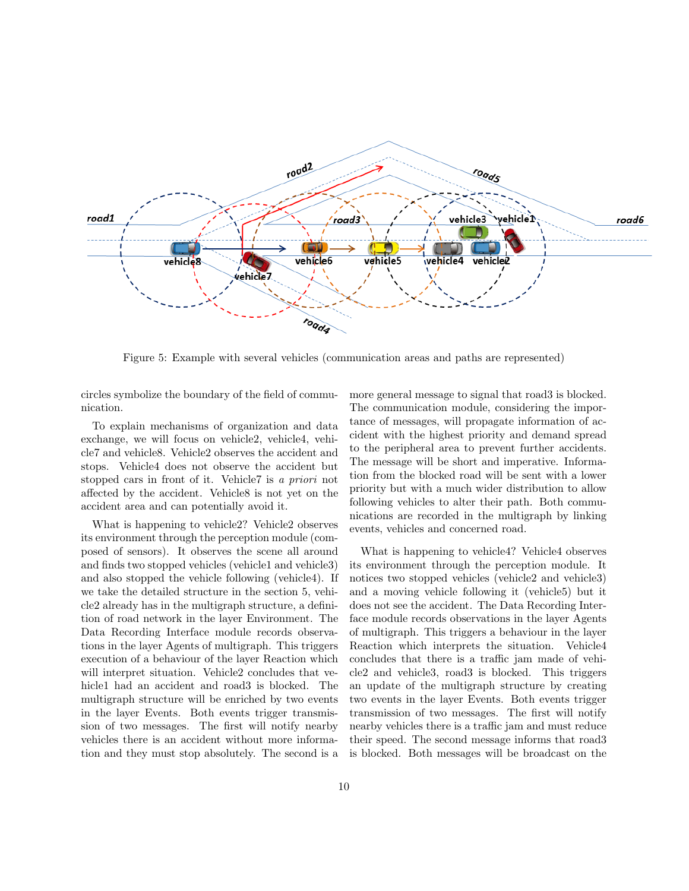Figure 5: Example with several vehicles (communication areas and paths are represented)

circles symbolize the boundary of the field of communication.

To explain mechanisms of organization and data exchange, we will focus on vehicle2, vehicle4, vehicle7 and vehicle8. Vehicle2 observes the accident and stops. Vehicle4 does not observe the accident but stopped cars in front of it. Vehicle7 is *a priori* not affected by the accident. Vehicle8 is not yet on the accident area and can potentially avoid it.

What is happening to vehicle2? Vehicle2 observes its environment through the perception module (composed of sensors). It observes the scene all around and finds two stopped vehicles (vehicle1 and vehicle3) and also stopped the vehicle following (vehicle4). If we take the detailed structure in the section 5, vehicle2 already has in the multigraph structure, a definition of road network in the layer Environment. The Data Recording Interface module records observations in the layer Agents of multigraph. This triggers execution of a behaviour of the layer Reaction which will interpret situation. Vehicle2 concludes that vehicle1 had an accident and road3 is blocked. The multigraph structure will be enriched by two events in the layer Events. Both events trigger transmission of two messages. The first will notify nearby vehicles there is an accident without more information and they must stop absolutely. The second is a more general message to signal that road3 is blocked. The communication module, considering the importance of messages, will propagate information of accident with the highest priority and demand spread to the peripheral area to prevent further accidents. The message will be short and imperative. Information from the blocked road will be sent with a lower priority but with a much wider distribution to allow following vehicles to alter their path. Both communications are recorded in the multigraph by linking events, vehicles and concerned road.

What is happening to vehicle4? Vehicle4 observes its environment through the perception module. It notices two stopped vehicles (vehicle2 and vehicle3) and a moving vehicle following it (vehicle5) but it does not see the accident. The Data Recording Interface module records observations in the layer Agents of multigraph. This triggers a behaviour in the layer Reaction which interprets the situation. Vehicle4 concludes that there is a traffic jam made of vehicle2 and vehicle3, road3 is blocked. This triggers an update of the multigraph structure by creating two events in the layer Events. Both events trigger transmission of two messages. The first will notify nearby vehicles there is a traffic jam and must reduce their speed. The second message informs that road3 is blocked. Both messages will be broadcast on the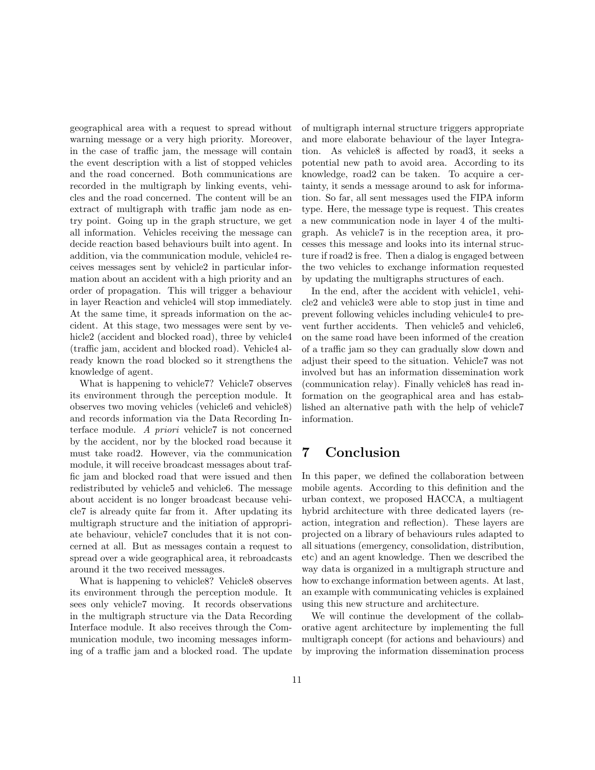geographical area with a request to spread without warning message or a very high priority. Moreover, in the case of traffic jam, the message will contain the event description with a list of stopped vehicles and the road concerned. Both communications are recorded in the multigraph by linking events, vehicles and the road concerned. The content will be an extract of multigraph with traffic jam node as entry point. Going up in the graph structure, we get all information. Vehicles receiving the message can decide reaction based behaviours built into agent. In addition, via the communication module, vehicle4 receives messages sent by vehicle2 in particular information about an accident with a high priority and an order of propagation. This will trigger a behaviour in layer Reaction and vehicle4 will stop immediately. At the same time, it spreads information on the accident. At this stage, two messages were sent by vehicle2 (accident and blocked road), three by vehicle4 (traffic jam, accident and blocked road). Vehicle4 already known the road blocked so it strengthens the knowledge of agent.

What is happening to vehicle7? Vehicle7 observes its environment through the perception module. It observes two moving vehicles (vehicle6 and vehicle8) and records information via the Data Recording Interface module. *A priori* vehicle7 is not concerned by the accident, nor by the blocked road because it must take road2. However, via the communication module, it will receive broadcast messages about traffic jam and blocked road that were issued and then redistributed by vehicle5 and vehicle6. The message about accident is no longer broadcast because vehicle7 is already quite far from it. After updating its multigraph structure and the initiation of appropriate behaviour, vehicle7 concludes that it is not concerned at all. But as messages contain a request to spread over a wide geographical area, it rebroadcasts around it the two received messages.

What is happening to vehicle8? Vehicle8 observes its environment through the perception module. It sees only vehicle7 moving. It records observations in the multigraph structure via the Data Recording Interface module. It also receives through the Communication module, two incoming messages informing of a traffic jam and a blocked road. The update of multigraph internal structure triggers appropriate and more elaborate behaviour of the layer Integration. As vehicle8 is affected by road3, it seeks a potential new path to avoid area. According to its knowledge, road2 can be taken. To acquire a certainty, it sends a message around to ask for information. So far, all sent messages used the FIPA inform type. Here, the message type is request. This creates a new communication node in layer 4 of the multigraph. As vehicle7 is in the reception area, it processes this message and looks into its internal structure if road2 is free. Then a dialog is engaged between the two vehicles to exchange information requested by updating the multigraphs structures of each.

In the end, after the accident with vehicle1, vehicle2 and vehicle3 were able to stop just in time and prevent following vehicles including vehicule4 to prevent further accidents. Then vehicle5 and vehicle6, on the same road have been informed of the creation of a traffic jam so they can gradually slow down and adjust their speed to the situation. Vehicle7 was not involved but has an information dissemination work (communication relay). Finally vehicle8 has read information on the geographical area and has established an alternative path with the help of vehicle7 information.

# 7 Conclusion

In this paper, we defined the collaboration between mobile agents. According to this definition and the urban context, we proposed HACCA, a multiagent hybrid architecture with three dedicated layers (reaction, integration and reflection). These layers are projected on a library of behaviours rules adapted to all situations (emergency, consolidation, distribution, etc) and an agent knowledge. Then we described the way data is organized in a multigraph structure and how to exchange information between agents. At last, an example with communicating vehicles is explained using this new structure and architecture.

We will continue the development of the collaborative agent architecture by implementing the full multigraph concept (for actions and behaviours) and by improving the information dissemination process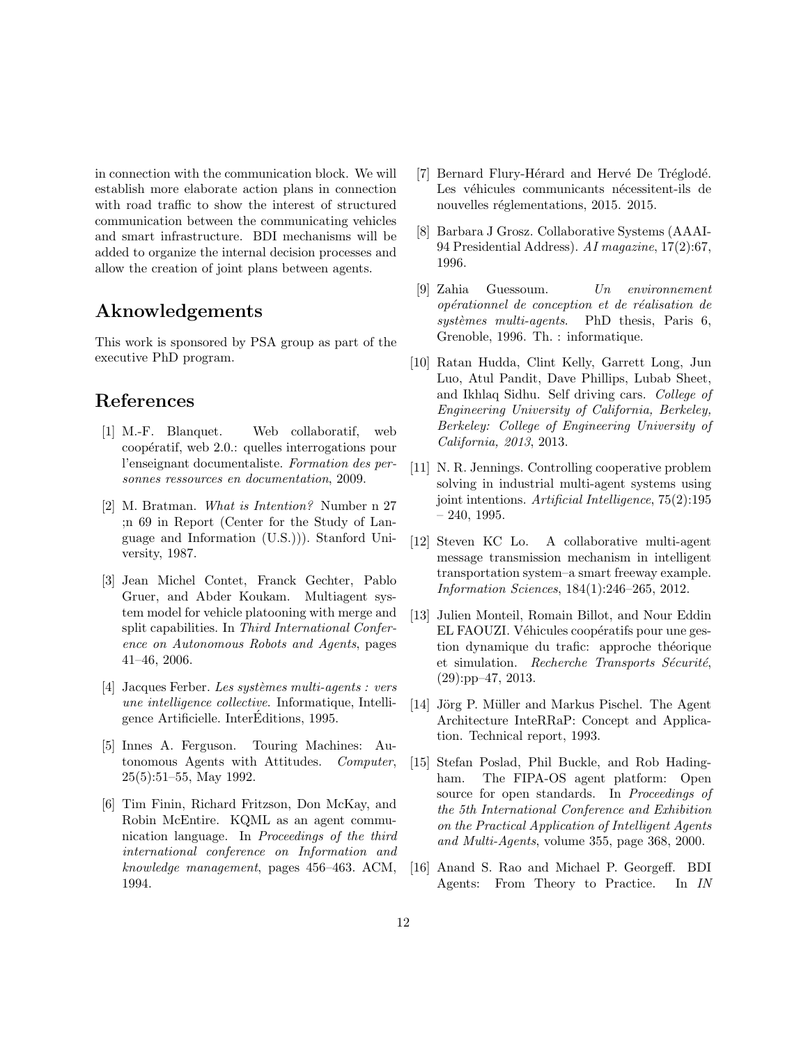in connection with the communication block. We will establish more elaborate action plans in connection with road traffic to show the interest of structured communication between the communicating vehicles and smart infrastructure. BDI mechanisms will be added to organize the internal decision processes and allow the creation of joint plans between agents.

## Aknowledgements

This work is sponsored by PSA group as part of the executive PhD program.

## References

[1] M.-F. Blanquet. Web collaboratif, web coopératif, web 2.0.: quelles interrogations pour l'enseignant documentaliste. *Formation des personnes ressources en documentation*, 2009.

[2] M. Bratman. *What is Intention?* Number n 27 ;n 69 in Report (Center for the Study of Language and Information (U.S.))). Stanford University, 1987.

[3] Jean Michel Contet, Franck Gechter, Pablo Gruer, and Abder Koukam. Multiagent system model for vehicle platooning with merge and split capabilities. In *Third International Conference on Autonomous Robots and Agents*, pages 41–46, 2006.

[4] Jacques Ferber. *Les systèmes multi-agents : vers une intelligence collective*. Informatique, Intelligence Artificielle. InterÉditions, 1995.

[5] Innes A. Ferguson. Touring Machines: Autonomous Agents with Attitudes. *Computer*, 25(5):51–55, May 1992.

[6] Tim Finin, Richard Fritzson, Don McKay, and Robin McEntire. KQML as an agent communication language. In *Proceedings of the third international conference on Information and knowledge management*, pages 456–463. ACM, 1994.

[7] Bernard Flury-Hérard and Hervé De Tréglodé. Les véhicules communicants nécessitent-ils de nouvelles réglementations, 2015. 2015.

[8] Barbara J Grosz. Collaborative Systems (AAAI-94 Presidential Address). *AI magazine*, 17(2):67, 1996.

[9] Zahia Guessoum. *Un environnement opérationnel de conception et de réalisation de systèmes multi-agents*. PhD thesis, Paris 6, Grenoble, 1996. Th. : informatique.

[10] Ratan Hudda, Clint Kelly, Garrett Long, Jun Luo, Atul Pandit, Dave Phillips, Lubab Sheet, and Ikhlaq Sidhu. Self driving cars. *College of Engineering University of California, Berkeley, Berkeley: College of Engineering University of California, 2013*, 2013.

[11] N. R. Jennings. Controlling cooperative problem solving in industrial multi-agent systems using joint intentions. *Artificial Intelligence*, 75(2):195 – 240, 1995.

[12] Steven KC Lo. A collaborative multi-agent message transmission mechanism in intelligent transportation system–a smart freeway example. *Information Sciences*, 184(1):246–265, 2012.

[13] Julien Monteil, Romain Billot, and Nour Eddin EL FAOUZI. Véhicules coopératifs pour une gestion dynamique du trafic: approche théorique et simulation. *Recherche Transports Sécurité*, (29):pp–47, 2013.

[14] Jörg P. Müller and Markus Pischel. The Agent Architecture InteRRaP: Concept and Application. Technical report, 1993.

[15] Stefan Poslad, Phil Buckle, and Rob Hadingham. The FIPA-OS agent platform: Open source for open standards. In *Proceedings of the 5th International Conference and Exhibition on the Practical Application of Intelligent Agents and Multi-Agents*, volume 355, page 368, 2000.

[16] Anand S. Rao and Michael P. Georgeff. BDI Agents: From Theory to Practice. In *IN*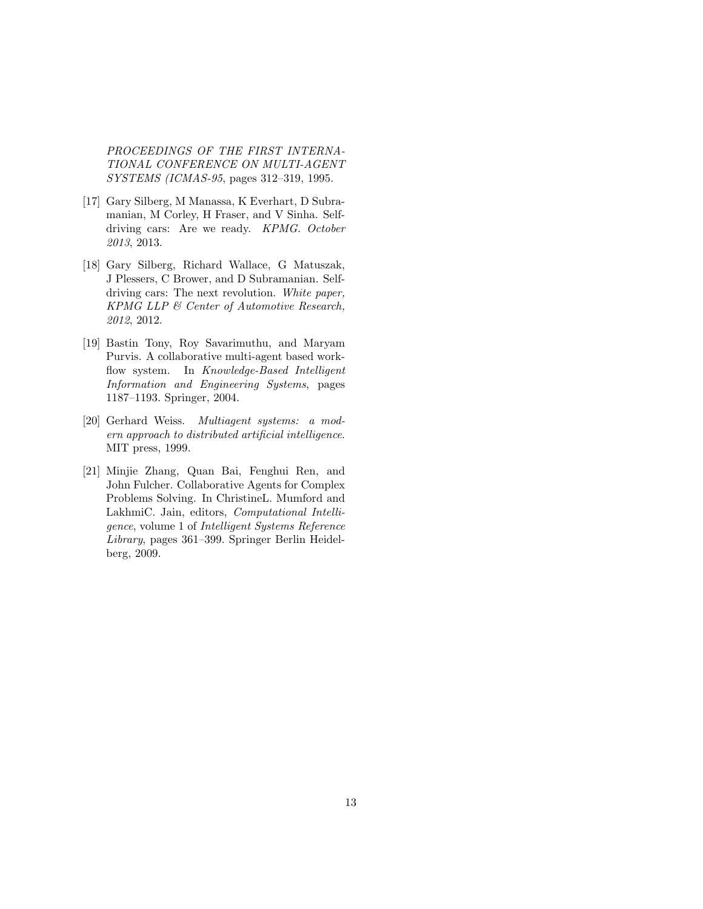*PROCEEDINGS OF THE FIRST INTERNATIONAL CONFERENCE ON MULTI-AGENT SYSTEMS (ICMAS-95*, pages 312–319, 1995.

[17] Gary Silberg, M Manassa, K Everhart, D Subramanian, M Corley, H Fraser, and V Sinha. Self-driving cars: Are we ready. *KPMG. October 2013*, 2013.

[18] Gary Silberg, Richard Wallace, G Matuszak, J Plessers, C Brower, and D Subramanian. Self-driving cars: The next revolution. *White paper, KPMG LLP & Center of Automotive Research, 2012*, 2012.

[19] Bastin Tony, Roy Savarimuthu, and Maryam Purvis. A collaborative multi-agent based workflow system. In *Knowledge-Based Intelligent Information and Engineering Systems*, pages 1187–1193. Springer, 2004.

[20] Gerhard Weiss. *Multiagent systems: a modern approach to distributed artificial intelligence*. MIT press, 1999.

[21] Minjie Zhang, Quan Bai, Fenghui Ren, and John Fulcher. Collaborative Agents for Complex Problems Solving. In ChristineL. Mumford and LakhmiC. Jain, editors, *Computational Intelligence*, volume 1 of *Intelligent Systems Reference Library*, pages 361–399. Springer Berlin Heidelberg, 2009.